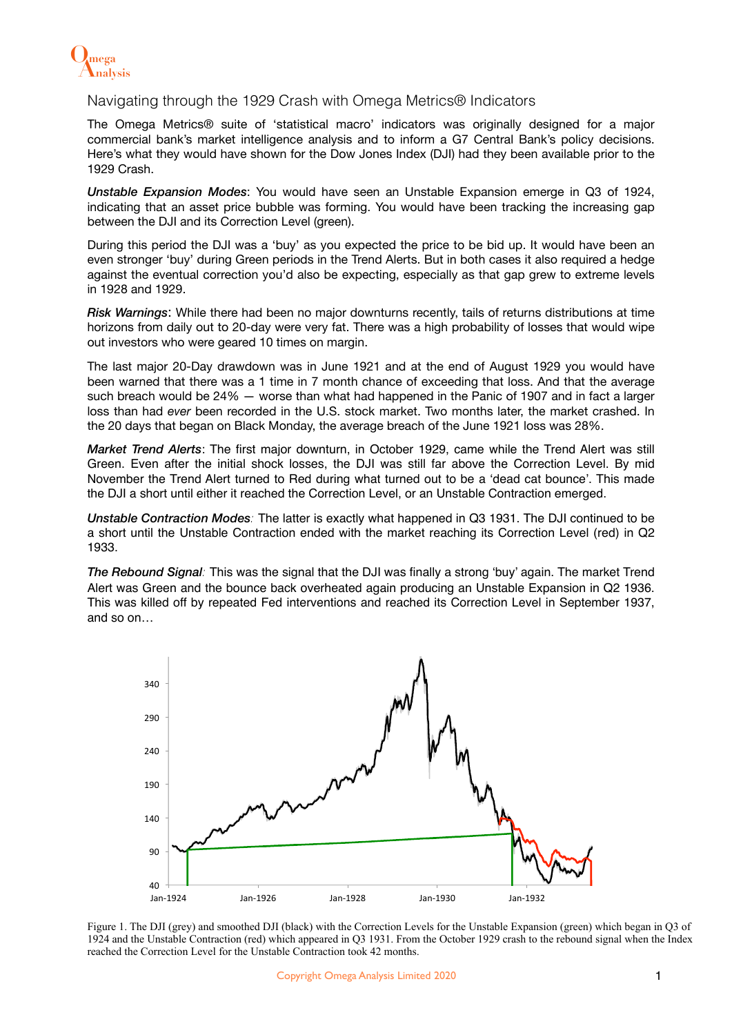# Navigating through the 1929 Crash with Omega Metrics® Indicators

The Omega Metrics® suite of 'statistical macro' indicators was originally designed for a major commercial bank's market intelligence analysis and to inform a G7 Central Bank's policy decisions. Here's what they would have shown for the Dow Jones Index (DJI) had they been available prior to the 1929 Crash.

***Unstable Expansion Modes***: You would have seen an Unstable Expansion emerge in Q3 of 1924, indicating that an asset price bubble was forming. You would have been tracking the increasing gap between the DJI and its Correction Level (green).

During this period the DJI was a 'buy' as you expected the price to be bid up. It would have been an even stronger 'buy' during Green periods in the Trend Alerts. But in both cases it also required a hedge against the eventual correction you'd also be expecting, especially as that gap grew to extreme levels in 1928 and 1929.

***Risk Warnings***: While there had been no major downturns recently, tails of returns distributions at time horizons from daily out to 20-day were very fat. There was a high probability of losses that would wipe out investors who were geared 10 times on margin.

The last major 20-Day drawdown was in June 1921 and at the end of August 1929 you would have been warned that there was a 1 time in 7 month chance of exceeding that loss. And that the average such breach would be 24% — worse than what had happened in the Panic of 1907 and in fact a larger loss than had *ever* been recorded in the U.S. stock market. Two months later, the market crashed. In the 20 days that began on Black Monday, the average breach of the June 1921 loss was 28%.

***Market Trend Alerts***: The first major downturn, in October 1929, came while the Trend Alert was still Green. Even after the initial shock losses, the DJI was still far above the Correction Level. By mid November the Trend Alert turned to Red during what turned out to be a 'dead cat bounce'. This made the DJI a short until either it reached the Correction Level, or an Unstable Contraction emerged.

***Unstable Contraction Modes***: The latter is exactly what happened in Q3 1931. The DJI continued to be a short until the Unstable Contraction ended with the market reaching its Correction Level (red) in Q2 1933.

***The Rebound Signal***: This was the signal that the DJI was finally a strong 'buy' again. The market Trend Alert was Green and the bounce back overheated again producing an Unstable Expansion in Q2 1936. This was killed off by repeated Fed interventions and reached its Correction Level in September 1937, and so on…

Figure 1. The DJI (grey) and smoothed DJI (black) with the Correction Levels for the Unstable Expansion (green) which began in Q3 of 1924 and the Unstable Contraction (red) which appeared in Q3 1931. From the October 1929 crash to the rebound signal when the Index reached the Correction Level for the Unstable Contraction took 42 months.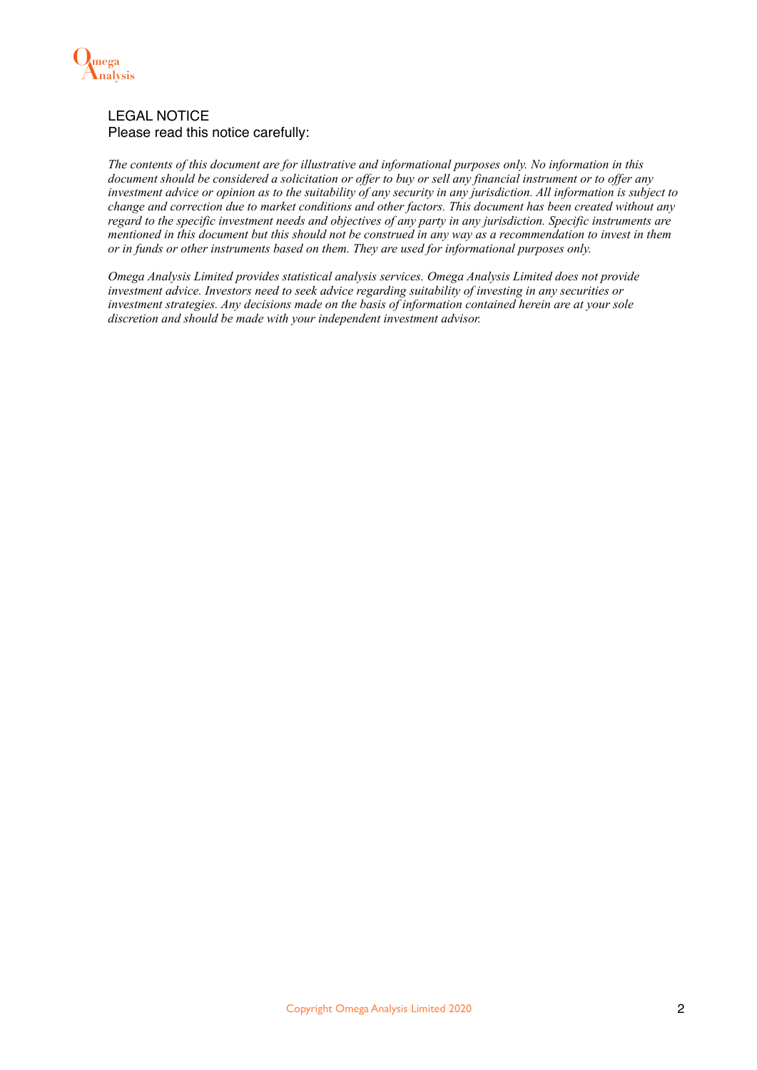LEGAL NOTICE
Please read this notice carefully:

*The contents of this document are for illustrative and informational purposes only. No information in this document should be considered a solicitation or offer to buy or sell any financial instrument or to offer any investment advice or opinion as to the suitability of any security in any jurisdiction. All information is subject to change and correction due to market conditions and other factors. This document has been created without any regard to the specific investment needs and objectives of any party in any jurisdiction. Specific instruments are mentioned in this document but this should not be construed in any way as a recommendation to invest in them or in funds or other instruments based on them. They are used for informational purposes only.*

*Omega Analysis Limited provides statistical analysis services. Omega Analysis Limited does not provide investment advice. Investors need to seek advice regarding suitability of investing in any securities or investment strategies. Any decisions made on the basis of information contained herein are at your sole discretion and should be made with your independent investment advisor.*